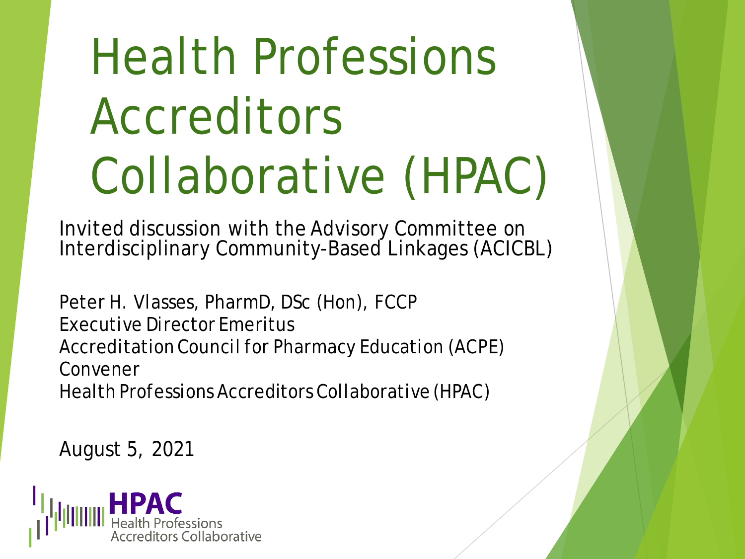# Health Professions Accreditors Collaborative (HPAC)

Invited discussion with the Advisory Committee on Interdisciplinary Community-Based Linkages (ACICBL)

Peter H. Vlasses, PharmD, DSc (Hon), FCCP
Executive Director Emeritus
Accreditation Council for Pharmacy Education (ACPE)
Convener
Health Professions Accreditors Collaborative (HPAC)

August 5, 2021

HPAC
Health Professions Accreditors Collaborative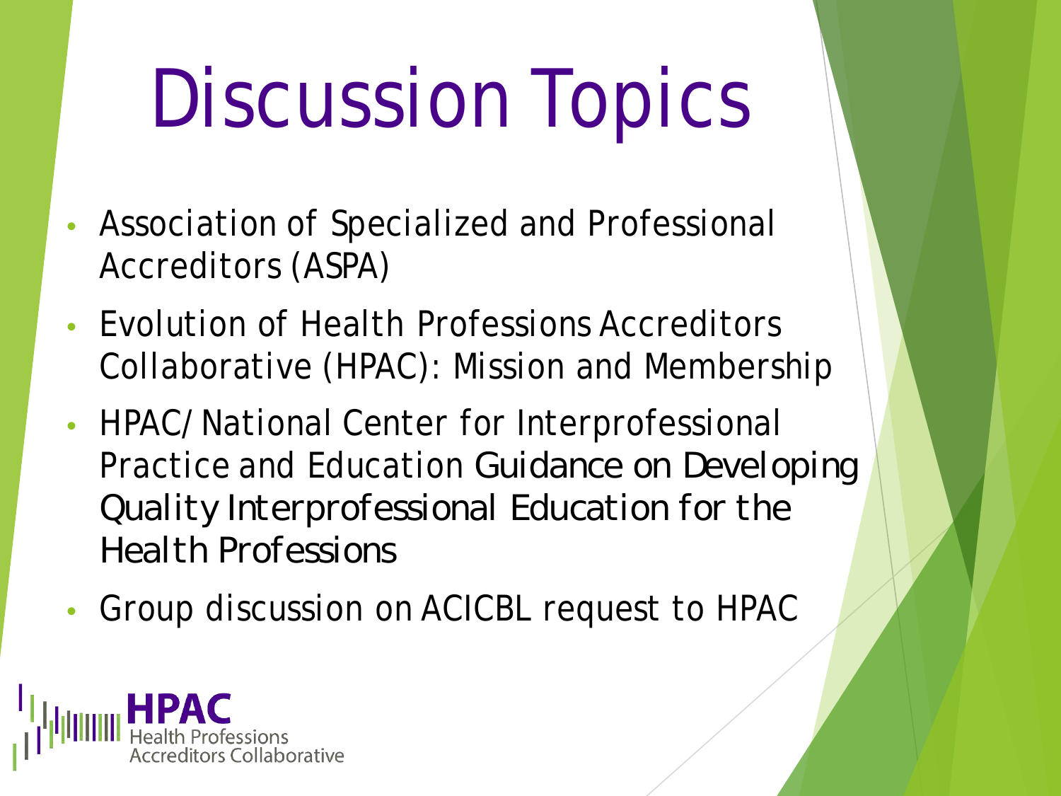# Discussion Topics

- Association of Specialized and Professional Accreditors (ASPA)
- Evolution of Health Professions Accreditors Collaborative (HPAC): Mission and Membership
- HPAC/National Center for Interprofessional Practice and Education Guidance on Developing Quality Interprofessional Education for the Health Professions
- Group discussion on ACICBL request to HPAC

HPAC Health Professions Accreditors Collaborative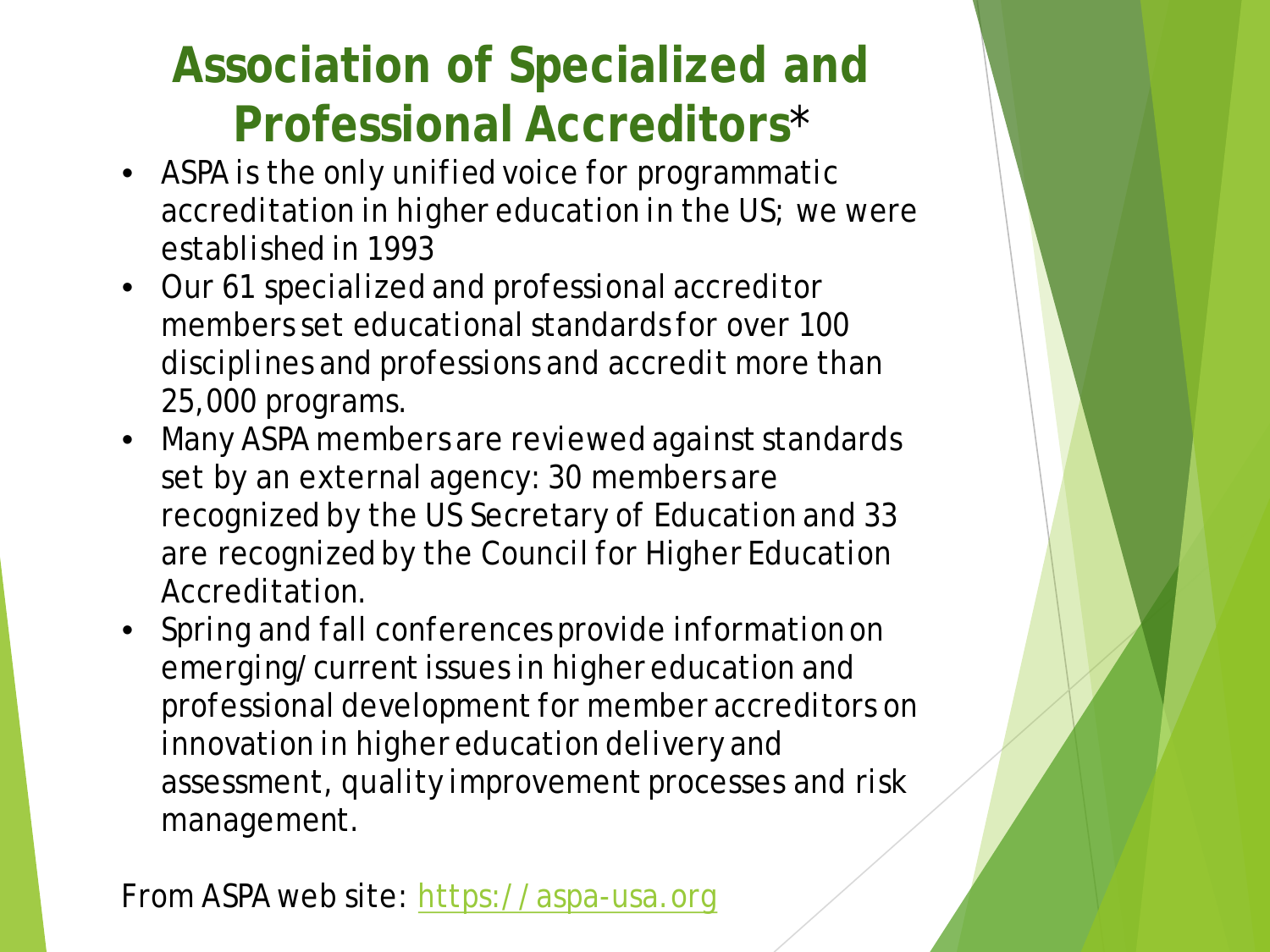# Association of Specialized and Professional Accreditors*

- ASPA is the only unified voice for programmatic accreditation in higher education in the US; we were established in 1993
- Our 61 specialized and professional accreditor members set educational standards for over 100 disciplines and professions and accredit more than 25,000 programs.
- Many ASPA members are reviewed against standards set by an external agency: 30 members are recognized by the US Secretary of Education and 33 are recognized by the Council for Higher Education Accreditation.
- Spring and fall conferences provide information on emerging/current issues in higher education and professional development for member accreditors on innovation in higher education delivery and assessment, quality improvement processes and risk management.

From ASPA web site: https://aspa-usa.org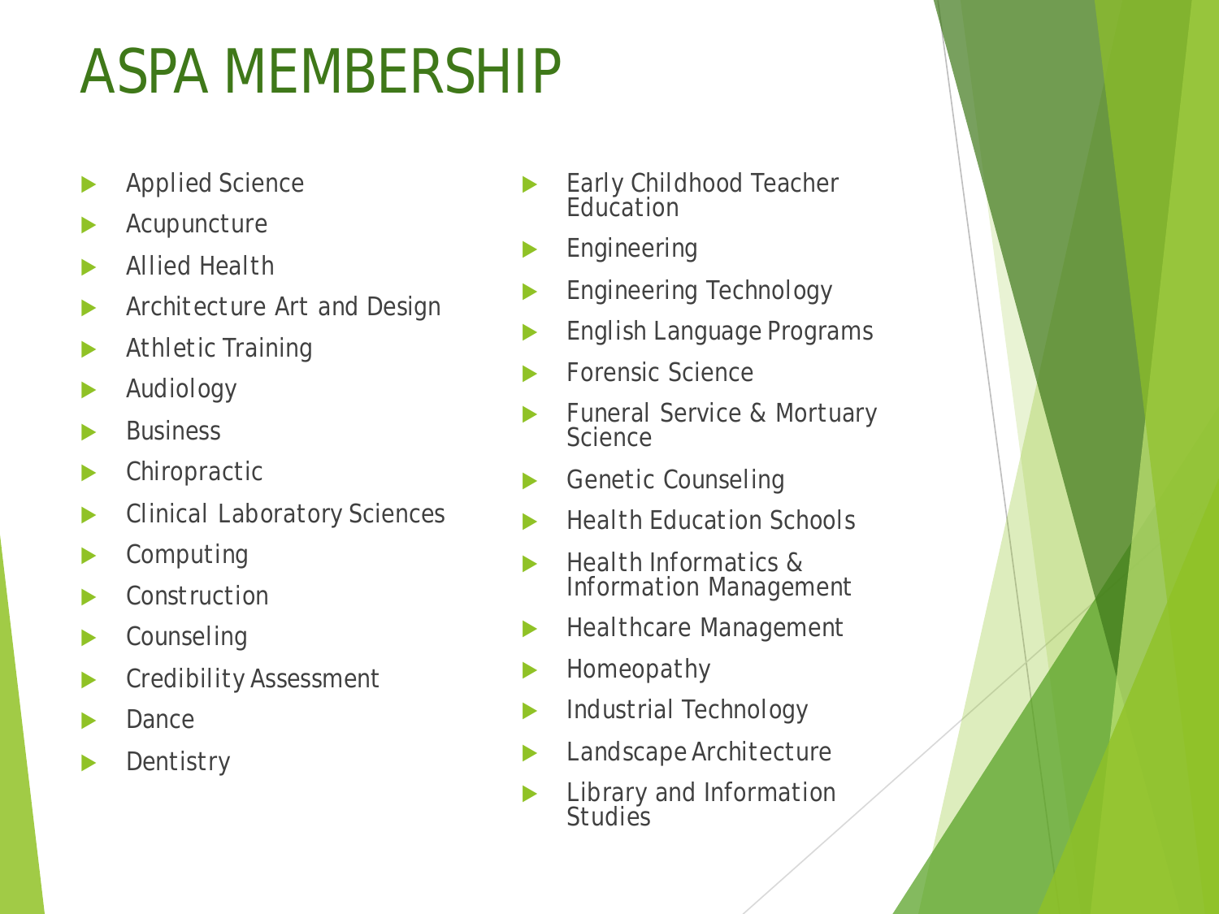# ASPA MEMBERSHIP

- Applied Science
- Acupuncture
- Allied Health
- Architecture Art and Design
- Athletic Training
- Audiology
- Business
- Chiropractic
- Clinical Laboratory Sciences
- Computing
- Construction
- Counseling
- Credibility Assessment
- Dance
- Dentistry
- Early Childhood Teacher Education
- Engineering
- Engineering Technology
- English Language Programs
- Forensic Science
- Funeral Service & Mortuary Science
- Genetic Counseling
- Health Education Schools
- Health Informatics & Information Management
- Healthcare Management
- Homeopathy
- Industrial Technology
- Landscape Architecture
- Library and Information Studies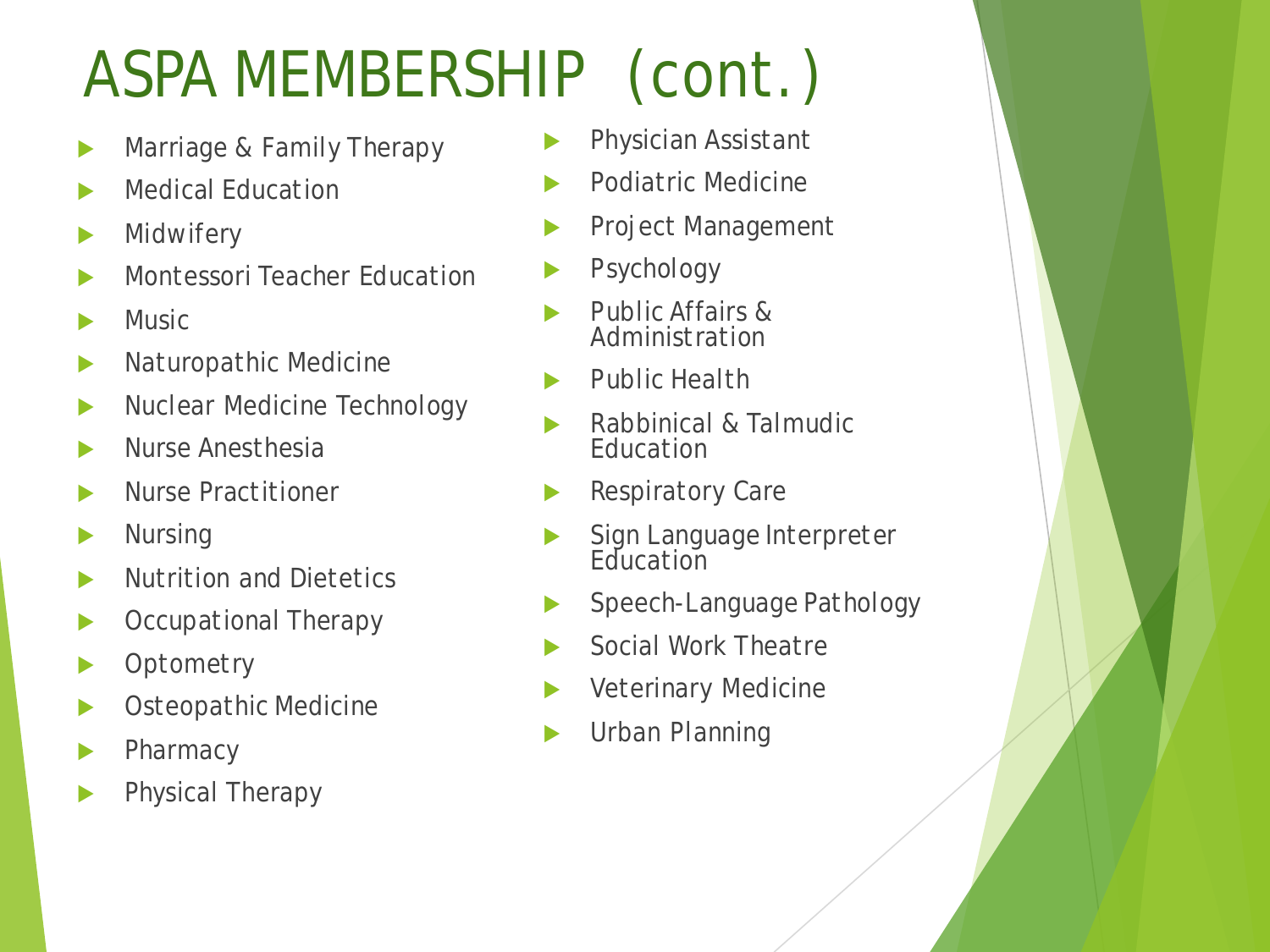# ASPA MEMBERSHIP (cont.)

- Marriage & Family Therapy
- Medical Education
- Midwifery
- Montessori Teacher Education
- Music
- Naturopathic Medicine
- Nuclear Medicine Technology
- Nurse Anesthesia
- Nurse Practitioner
- Nursing
- Nutrition and Dietetics
- Occupational Therapy
- Optometry
- Osteopathic Medicine
- Pharmacy
- Physical Therapy
- Physician Assistant
- Podiatric Medicine
- Project Management
- Psychology
- Public Affairs & Administration
- Public Health
- Rabbinical & Talmudic Education
- Respiratory Care
- Sign Language Interpreter Education
- Speech-Language Pathology
- Social Work Theatre
- Veterinary Medicine
- Urban Planning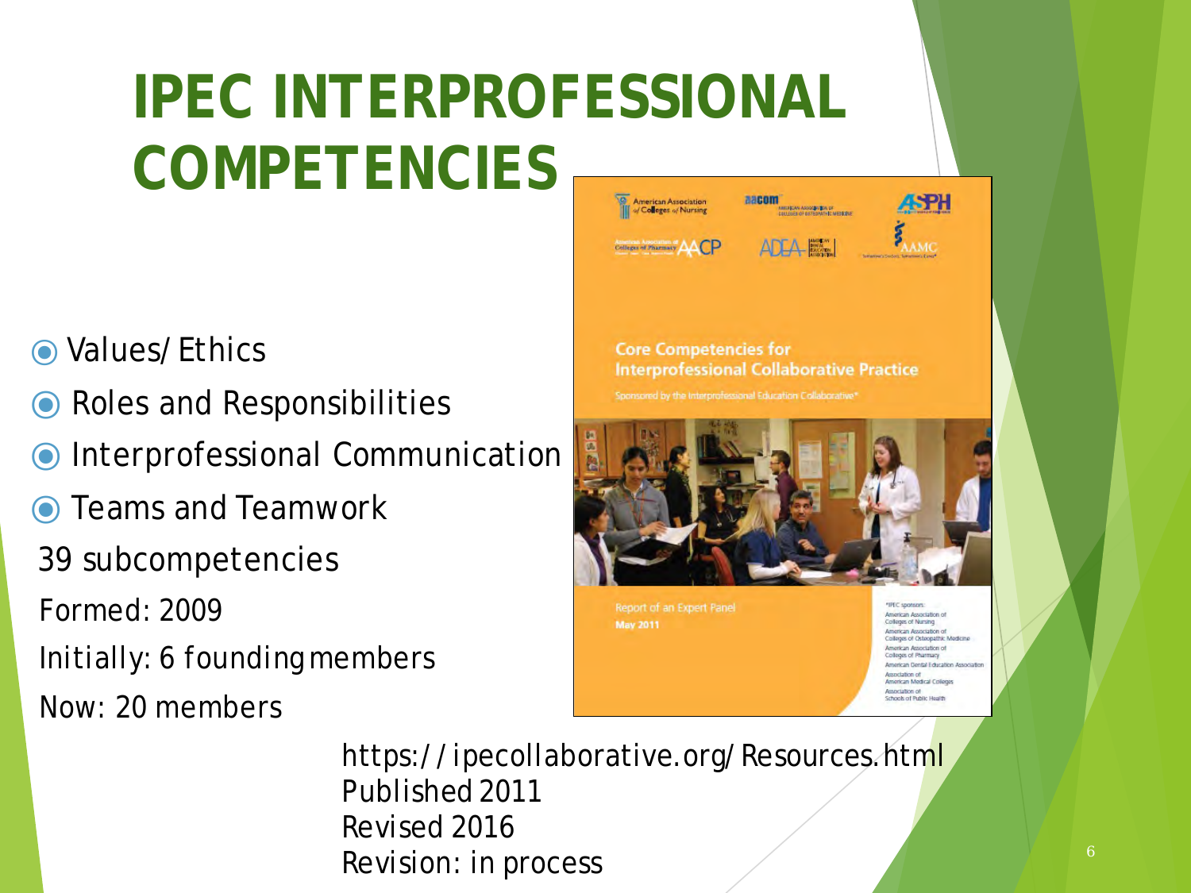# IPEC INTERPROFESSIONAL COMPETENCIES

- Values/Ethics
- Roles and Responsibilities
- Interprofessional Communication
- Teams and Teamwork

39 subcompetencies

Formed: 2009

Initially: 6 founding members

Now: 20 members

https://ipecollaborative.org/Resources.html
Published 2011
Revised 2016
Revision: in process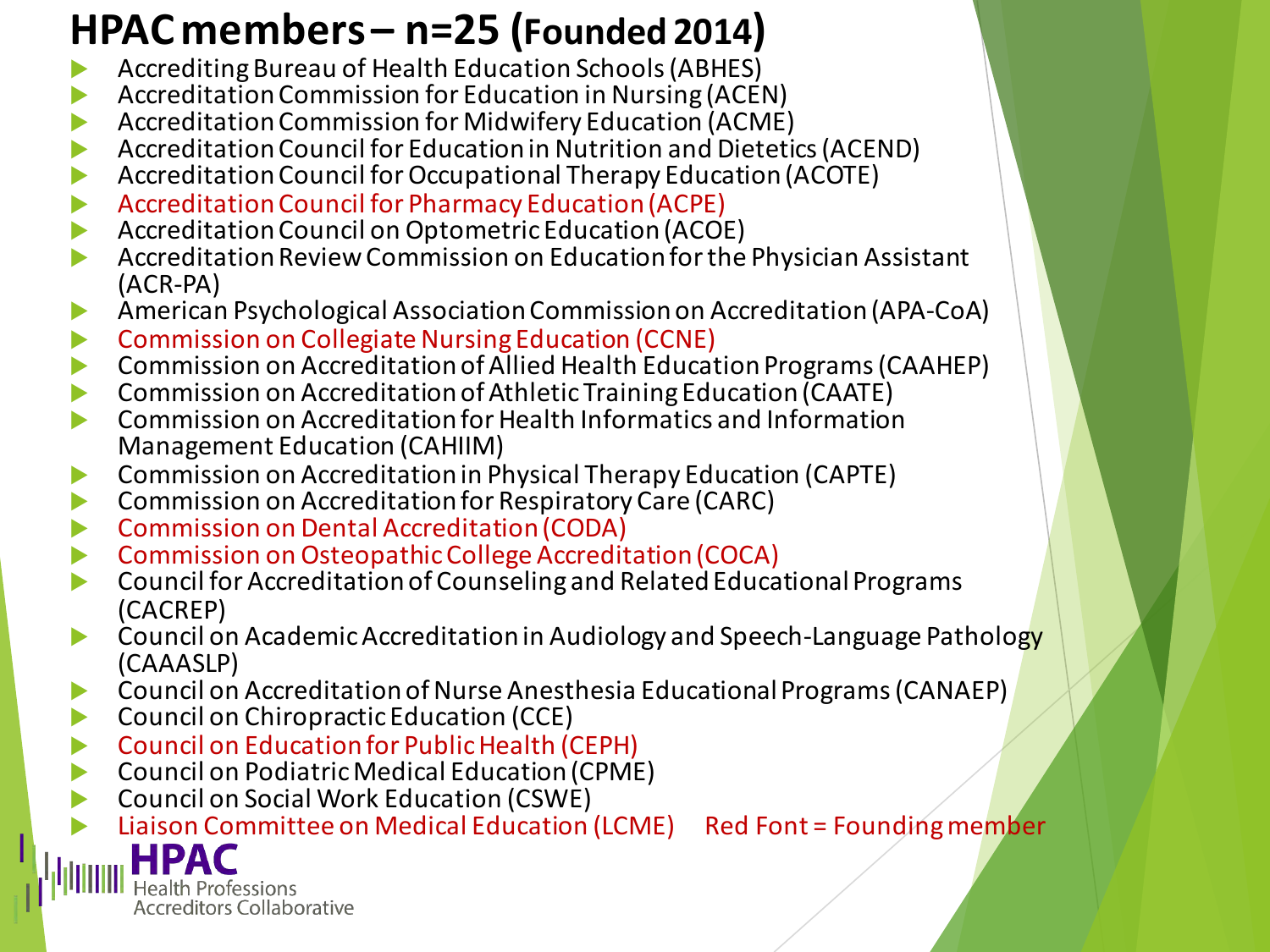# HPAC members – n=25 (Founded 2014)

- Accrediting Bureau of Health Education Schools (ABHES)
- Accreditation Commission for Education in Nursing (ACEN)
- Accreditation Commission for Midwifery Education (ACME)
- Accreditation Council for Education in Nutrition and Dietetics (ACEND)
- Accreditation Council for Occupational Therapy Education (ACOTE)
- Accreditation Council for Pharmacy Education (ACPE)
- Accreditation Council on Optometric Education (ACOE)
- Accreditation Review Commission on Education for the Physician Assistant (ACR-PA)
- American Psychological Association Commission on Accreditation (APA-CoA)
- Commission on Collegiate Nursing Education (CCNE)
- Commission on Accreditation of Allied Health Education Programs (CAAHEP)
- Commission on Accreditation of Athletic Training Education (CAATE)
- Commission on Accreditation for Health Informatics and Information Management Education (CAHIIM)
- Commission on Accreditation in Physical Therapy Education (CAPTE)
- Commission on Accreditation for Respiratory Care (CARC)
- Commission on Dental Accreditation (CODA)
- Commission on Osteopathic College Accreditation (COCA)
- Council for Accreditation of Counseling and Related Educational Programs (CACREP)
- Council on Academic Accreditation in Audiology and Speech-Language Pathology (CAAASLP)
- Council on Accreditation of Nurse Anesthesia Educational Programs (CANAEP)
- Council on Chiropractic Education (CCE)
- Council on Education for Public Health (CEPH)
- Council on Podiatric Medical Education (CPME)
- Council on Social Work Education (CSWE)
- Liaison Committee on Medical Education (LCME)

Red Font = Founding member

HPAC Health Professions Accreditors Collaborative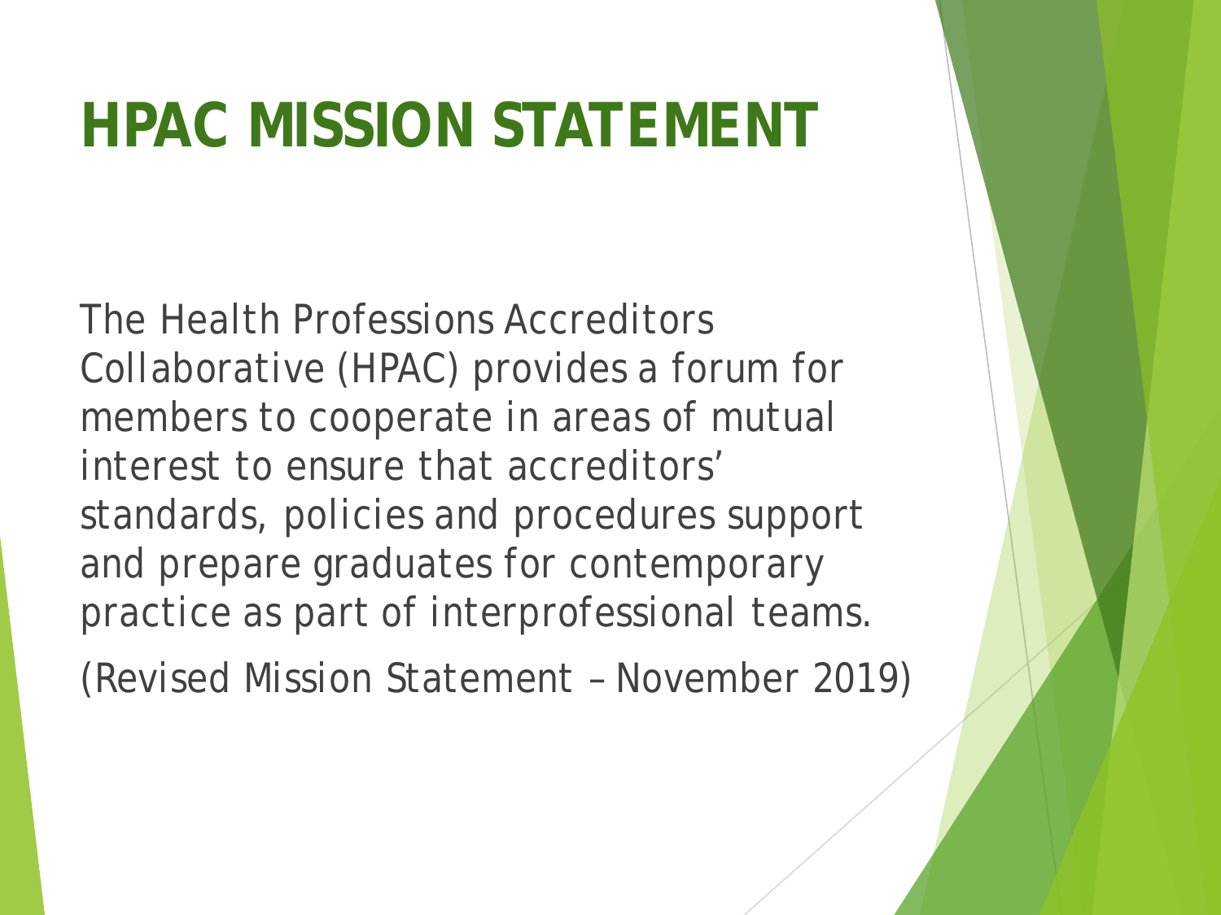# HPAC MISSION STATEMENT

The Health Professions Accreditors Collaborative (HPAC) provides a forum for members to cooperate in areas of mutual interest to ensure that accreditors' standards, policies and procedures support and prepare graduates for contemporary practice as part of interprofessional teams.

(Revised Mission Statement – November 2019)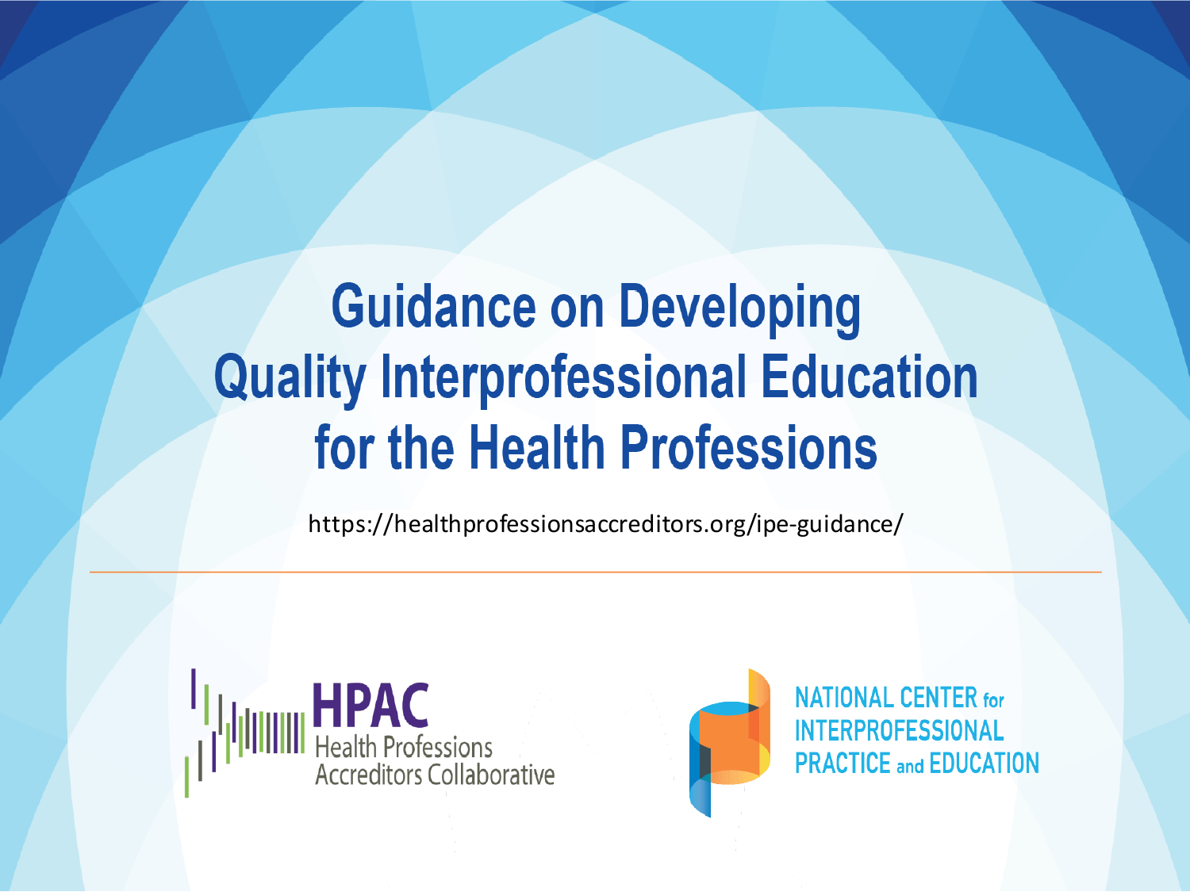# Guidance on Developing Quality Interprofessional Education for the Health Professions

https://healthprofessionsaccreditors.org/ipe-guidance/

HPAC
Health Professions Accreditors Collaborative

NATIONAL CENTER for INTERPROFESSIONAL PRACTICE and EDUCATION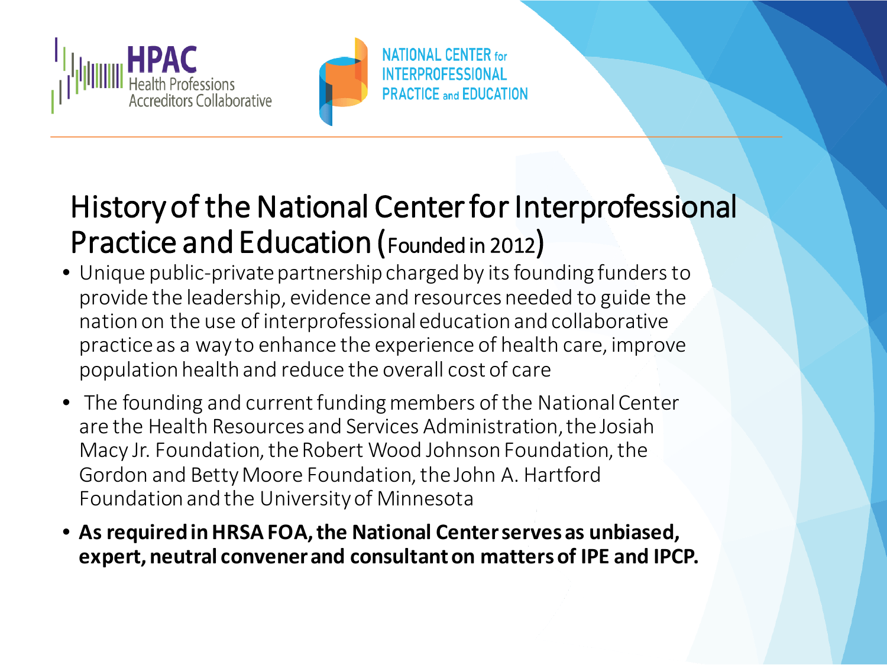HPAC Health Professions Accreditors Collaborative

NATIONAL CENTER for INTERPROFESSIONAL PRACTICE and EDUCATION

# History of the National Center for Interprofessional Practice and Education (Founded in 2012)

- Unique public-private partnership charged by its founding funders to provide the leadership, evidence and resources needed to guide the nation on the use of interprofessional education and collaborative practice as a way to enhance the experience of health care, improve population health and reduce the overall cost of care
- The founding and current funding members of the National Center are the Health Resources and Services Administration, the Josiah Macy Jr. Foundation, the Robert Wood Johnson Foundation, the Gordon and Betty Moore Foundation, the John A. Hartford Foundation and the University of Minnesota
- **As required in HRSA FOA, the National Center serves as unbiased, expert, neutral convener and consultant on matters of IPE and IPCP.**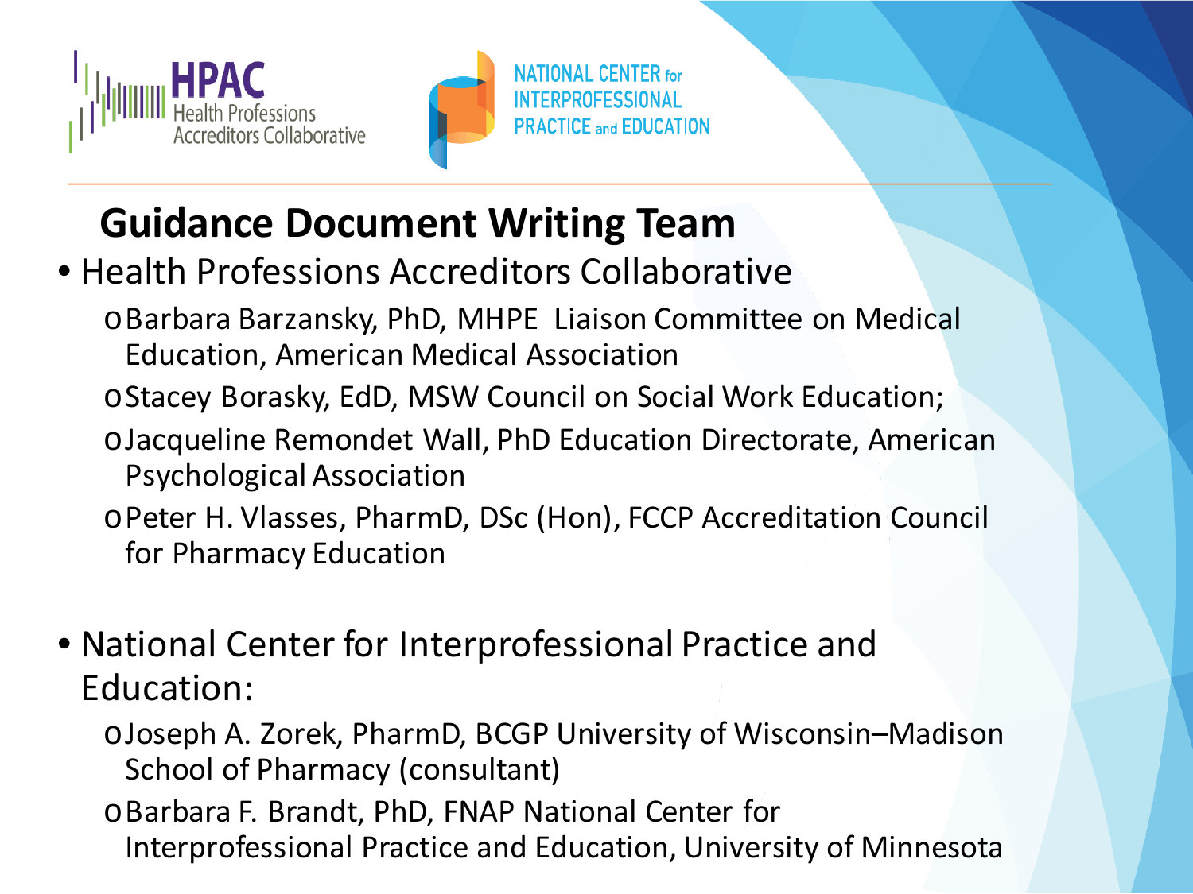HPAC Health Professions Accreditors Collaborative

NATIONAL CENTER for INTERPROFESSIONAL PRACTICE and EDUCATION

## Guidance Document Writing Team

- Health Professions Accreditors Collaborative
  - Barbara Barzansky, PhD, MHPE Liaison Committee on Medical Education, American Medical Association
  - Stacey Borasky, EdD, MSW Council on Social Work Education;
  - Jacqueline Remondet Wall, PhD Education Directorate, American Psychological Association
  - Peter H. Vlasses, PharmD, DSc (Hon), FCCP Accreditation Council for Pharmacy Education
- National Center for Interprofessional Practice and Education:
  - Joseph A. Zorek, PharmD, BCGP University of Wisconsin–Madison School of Pharmacy (consultant)
  - Barbara F. Brandt, PhD, FNAP National Center for Interprofessional Practice and Education, University of Minnesota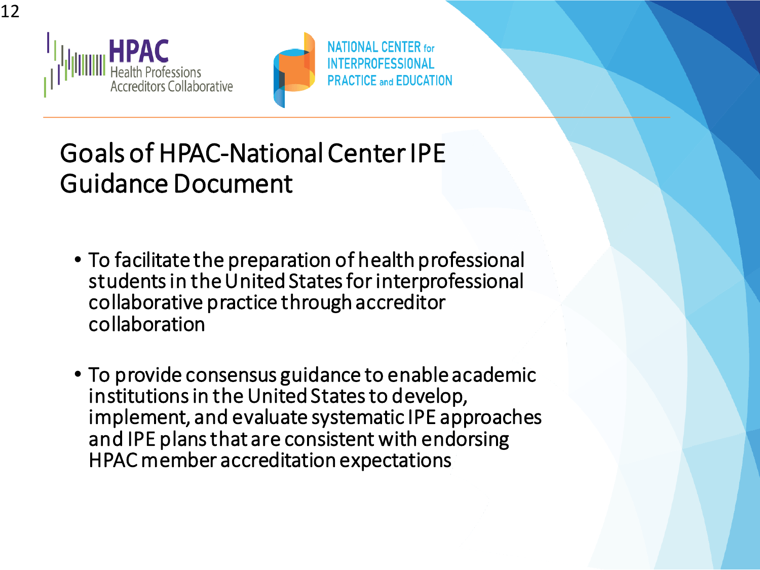HPAC Health Professions Accreditors Collaborative

NATIONAL CENTER for INTERPROFESSIONAL PRACTICE and EDUCATION

# Goals of HPAC-National Center IPE Guidance Document

- To facilitate the preparation of health professional students in the United States for interprofessional collaborative practice through accreditor collaboration

- To provide consensus guidance to enable academic institutions in the United States to develop, implement, and evaluate systematic IPE approaches and IPE plans that are consistent with endorsing HPAC member accreditation expectations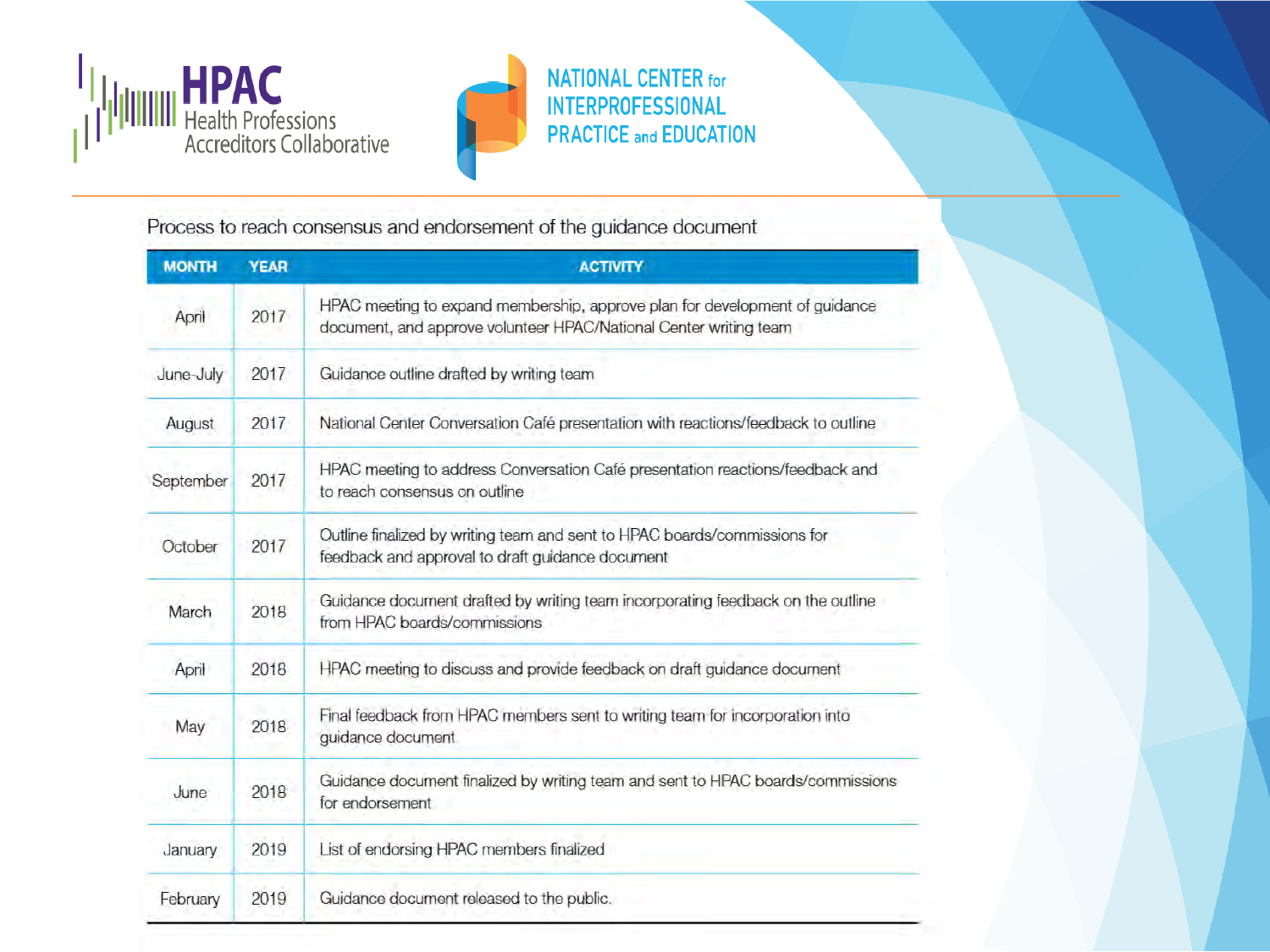Process to reach consensus and endorsement of the guidance document

| MONTH | YEAR | ACTIVITY |
|---|---|---|
| April | 2017 | HPAC meeting to expand membership, approve plan for development of guidance document, and approve volunteer HPAC/National Center writing team |
| June-July | 2017 | Guidance outline drafted by writing team |
| August | 2017 | National Center Conversation Café presentation with reactions/feedback to outline |
| September | 2017 | HPAC meeting to address Conversation Café presentation reactions/feedback and to reach consensus on outline |
| October | 2017 | Outline finalized by writing team and sent to HPAC boards/commissions for feedback and approval to draft guidance document |
| March | 2018 | Guidance document drafted by writing team incorporating feedback on the outline from HPAC boards/commissions |
| April | 2018 | HPAC meeting to discuss and provide feedback on draft guidance document |
| May | 2018 | Final feedback from HPAC members sent to writing team for incorporation into guidance document |
| June | 2018 | Guidance document finalized by writing team and sent to HPAC boards/commissions for endorsement |
| January | 2019 | List of endorsing HPAC members finalized |
| February | 2019 | Guidance document released to the public. |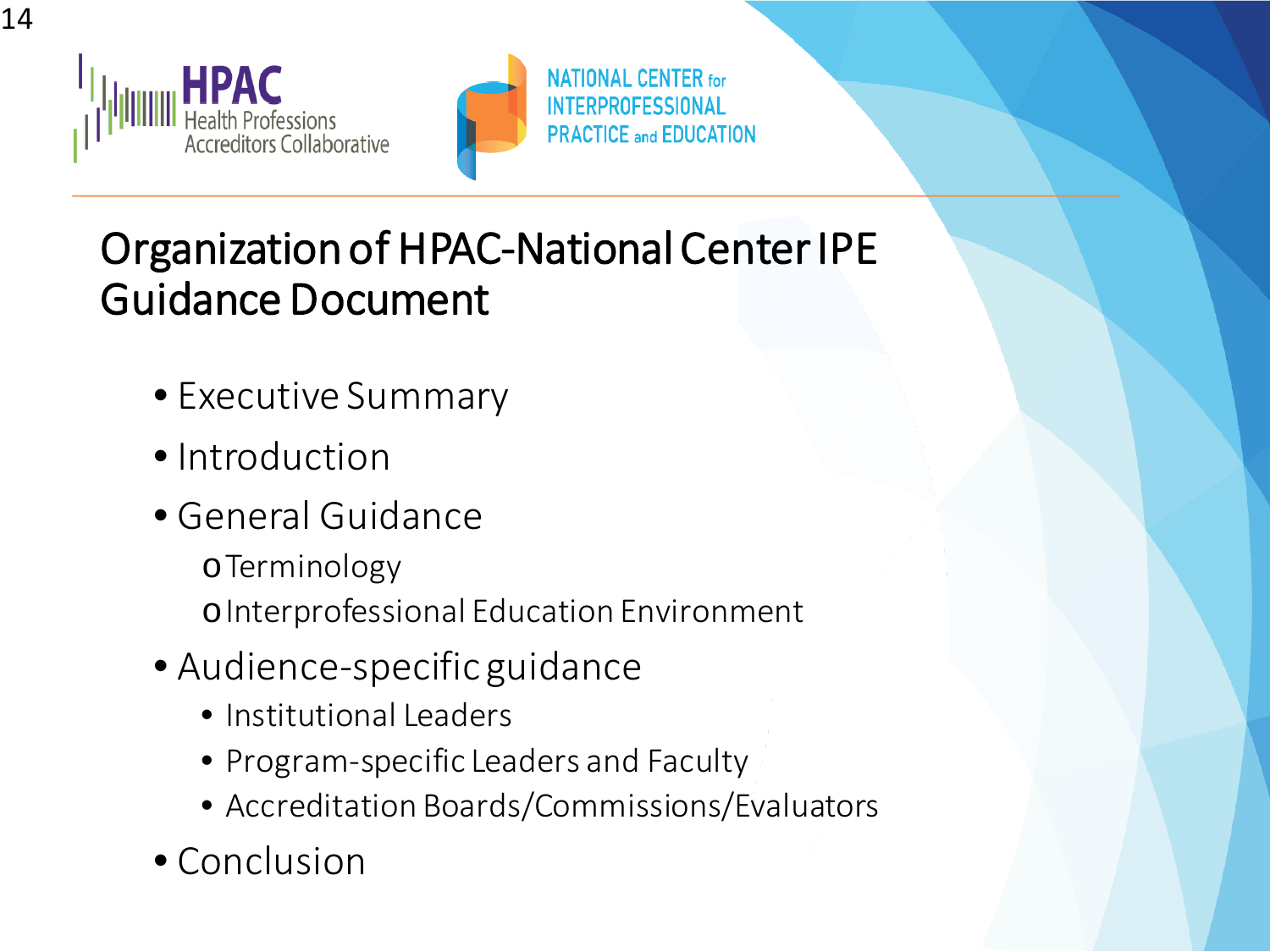HPAC Health Professions Accreditors Collaborative

NATIONAL CENTER for INTERPROFESSIONAL PRACTICE and EDUCATION

# Organization of HPAC-National Center IPE Guidance Document

- Executive Summary
- Introduction
- General Guidance
  - Terminology
  - Interprofessional Education Environment
- Audience-specific guidance
  - Institutional Leaders
  - Program-specific Leaders and Faculty
  - Accreditation Boards/Commissions/Evaluators
- Conclusion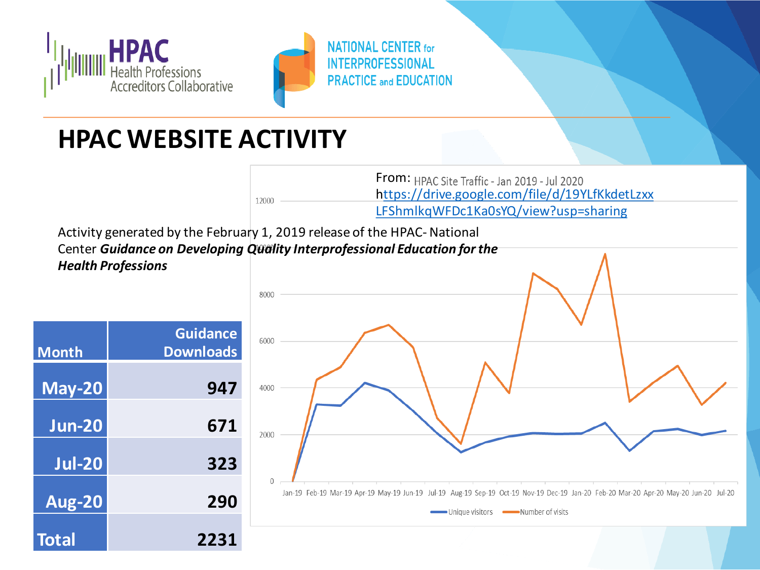# HPAC WEBSITE ACTIVITY

Activity generated by the February 1, 2019 release of the HPAC- National Center ***Guidance on Developing Quality Interprofessional Education for the Health Professions***

| Month | Guidance Downloads |
|---|---|
| May-20 | 947 |
| Jun-20 | 671 |
| Jul-20 | 323 |
| Aug-20 | 290 |
| Total | 2231 |

From: HPAC Site Traffic - Jan 2019 - Jul 2020
https://drive.google.com/file/d/19YLfKkdetLzxxLFShmlkqWFDc1Ka0sYQ/view?usp=sharing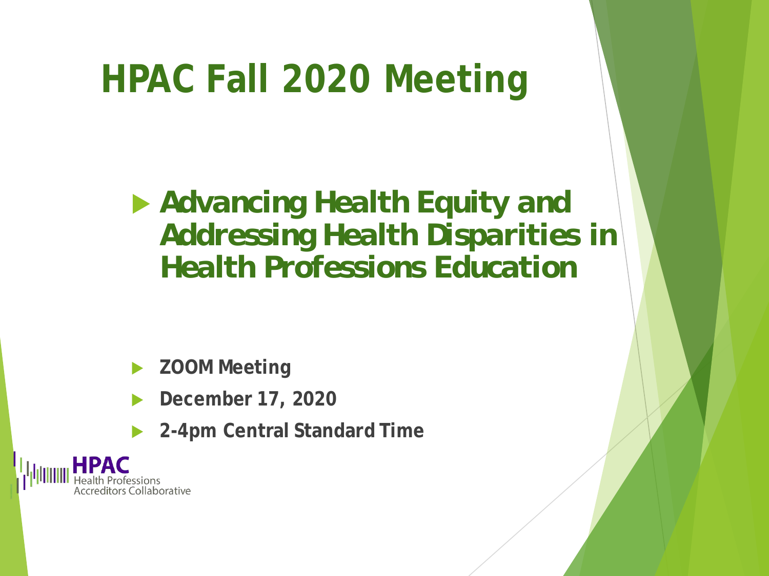# HPAC Fall 2020 Meeting

- **Advancing Health Equity and Addressing Health Disparities in Health Professions Education**

- **ZOOM Meeting**
- **December 17, 2020**
- **2-4pm Central Standard Time**

HPAC
Health Professions
Accreditors Collaborative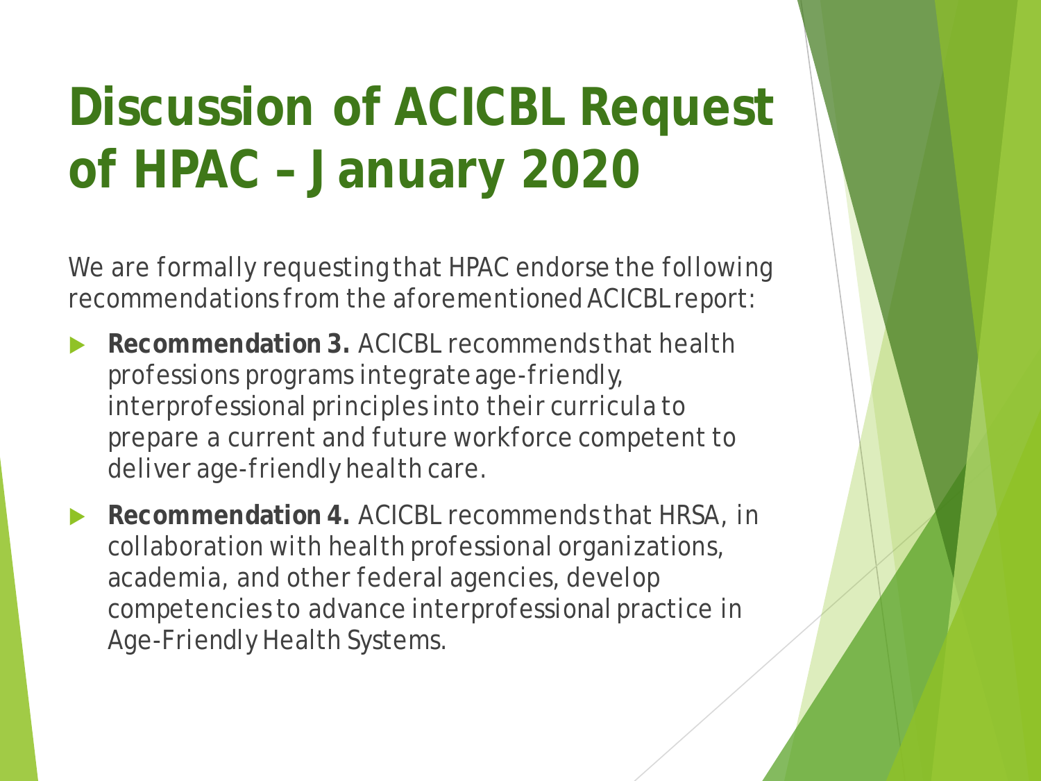# Discussion of ACICBL Request of HPAC – January 2020

We are formally requesting that HPAC endorse the following recommendations from the aforementioned ACICBL report:

- **Recommendation 3.** ACICBL recommends that health professions programs integrate age-friendly, interprofessional principles into their curricula to prepare a current and future workforce competent to deliver age-friendly health care.
- **Recommendation 4.** ACICBL recommends that HRSA, in collaboration with health professional organizations, academia, and other federal agencies, develop competencies to advance interprofessional practice in Age-Friendly Health Systems.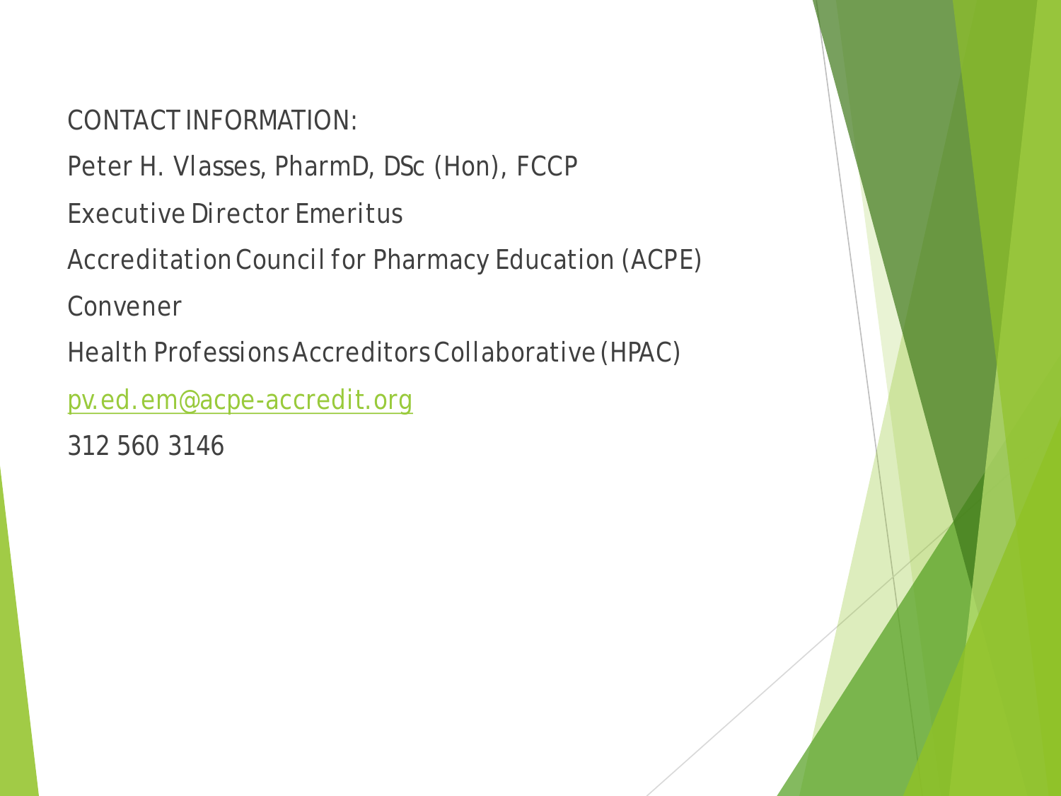CONTACT INFORMATION:

Peter H. Vlasses, PharmD, DSc (Hon), FCCP

Executive Director Emeritus

Accreditation Council for Pharmacy Education (ACPE)

Convener

Health Professions Accreditors Collaborative (HPAC)

pv.ed.em@acpe-accredit.org

312 560 3146